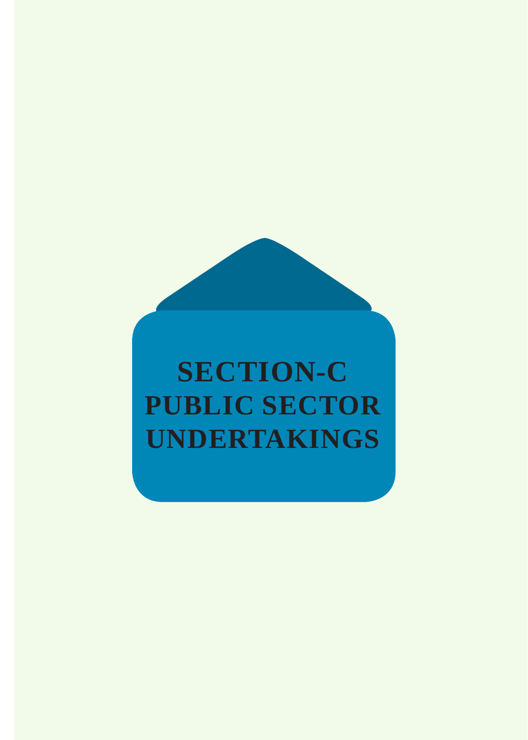# SECTION-C
# PUBLIC SECTOR UNDERTAKINGS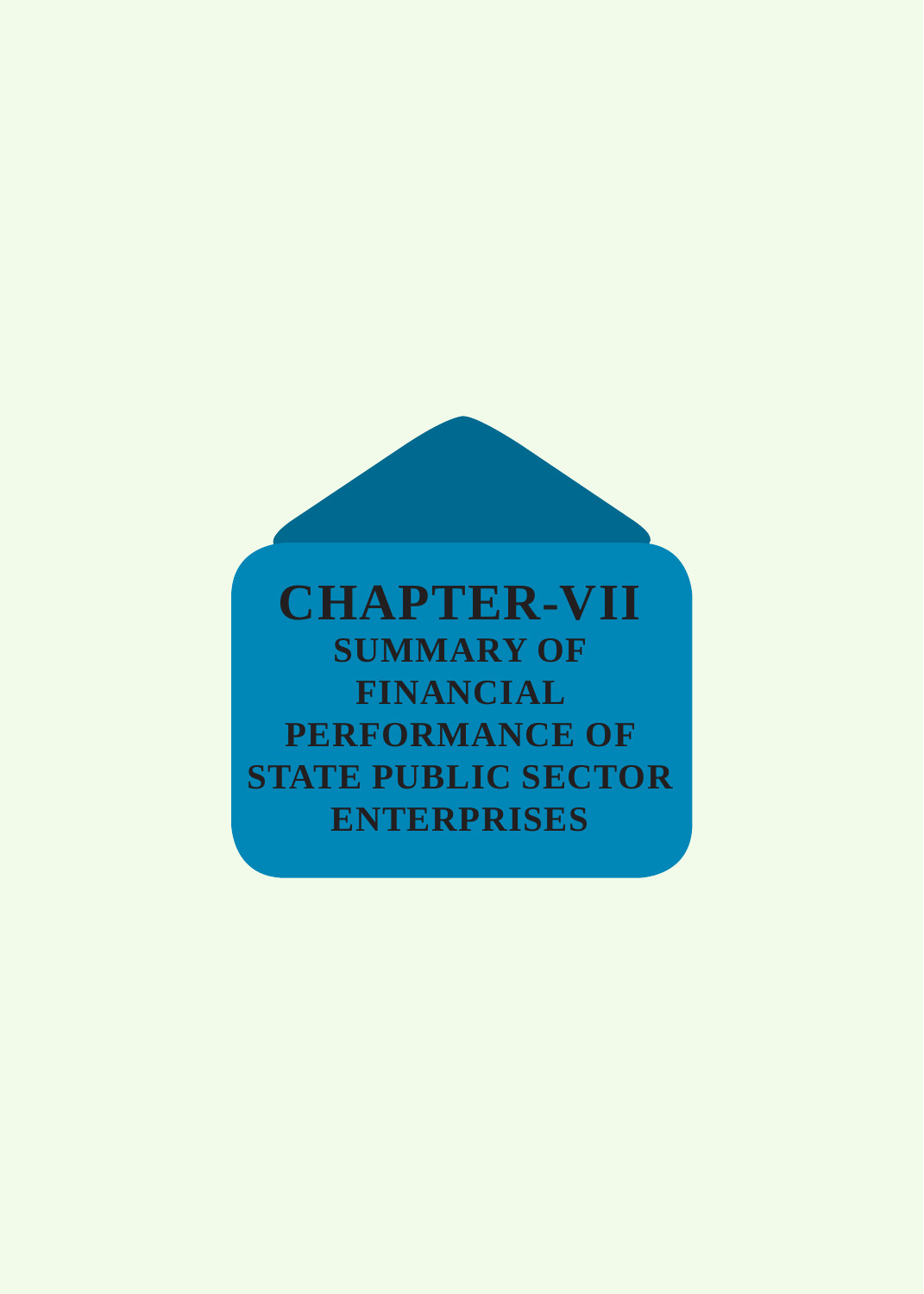# CHAPTER-VII

## SUMMARY OF FINANCIAL PERFORMANCE OF STATE PUBLIC SECTOR ENTERPRISES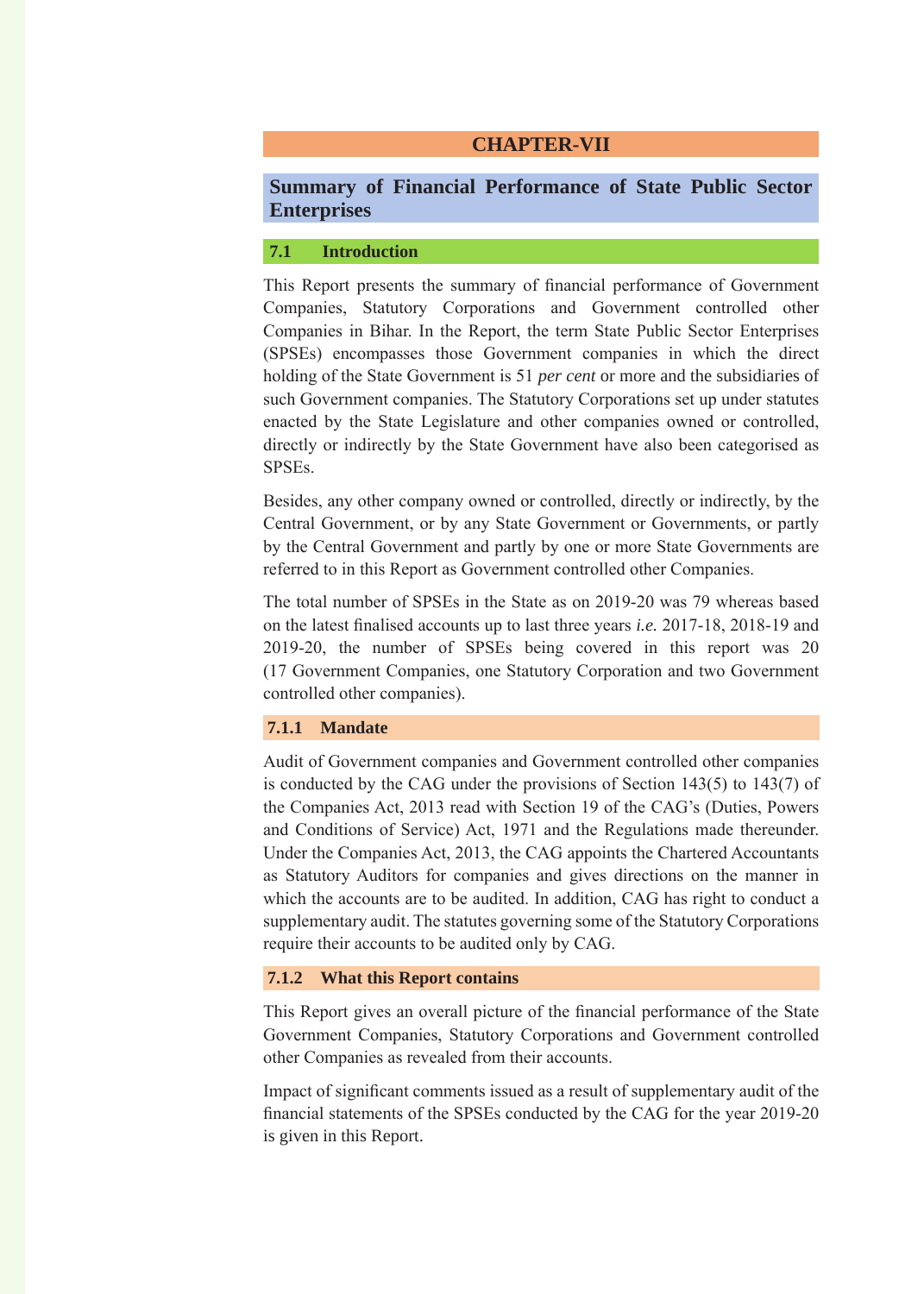# CHAPTER-VII

## Summary of Financial Performance of State Public Sector Enterprises

### 7.1 Introduction

This Report presents the summary of financial performance of Government Companies, Statutory Corporations and Government controlled other Companies in Bihar. In the Report, the term State Public Sector Enterprises (SPSEs) encompasses those Government companies in which the direct holding of the State Government is 51 *per cent* or more and the subsidiaries of such Government companies. The Statutory Corporations set up under statutes enacted by the State Legislature and other companies owned or controlled, directly or indirectly by the State Government have also been categorised as SPSEs.

Besides, any other company owned or controlled, directly or indirectly, by the Central Government, or by any State Government or Governments, or partly by the Central Government and partly by one or more State Governments are referred to in this Report as Government controlled other Companies.

The total number of SPSEs in the State as on 2019-20 was 79 whereas based on the latest finalised accounts up to last three years *i.e.* 2017-18, 2018-19 and 2019-20, the number of SPSEs being covered in this report was 20 (17 Government Companies, one Statutory Corporation and two Government controlled other companies).

#### 7.1.1 Mandate

Audit of Government companies and Government controlled other companies is conducted by the CAG under the provisions of Section 143(5) to 143(7) of the Companies Act, 2013 read with Section 19 of the CAG's (Duties, Powers and Conditions of Service) Act, 1971 and the Regulations made thereunder. Under the Companies Act, 2013, the CAG appoints the Chartered Accountants as Statutory Auditors for companies and gives directions on the manner in which the accounts are to be audited. In addition, CAG has right to conduct a supplementary audit. The statutes governing some of the Statutory Corporations require their accounts to be audited only by CAG.

#### 7.1.2 What this Report contains

This Report gives an overall picture of the financial performance of the State Government Companies, Statutory Corporations and Government controlled other Companies as revealed from their accounts.

Impact of significant comments issued as a result of supplementary audit of the financial statements of the SPSEs conducted by the CAG for the year 2019-20 is given in this Report.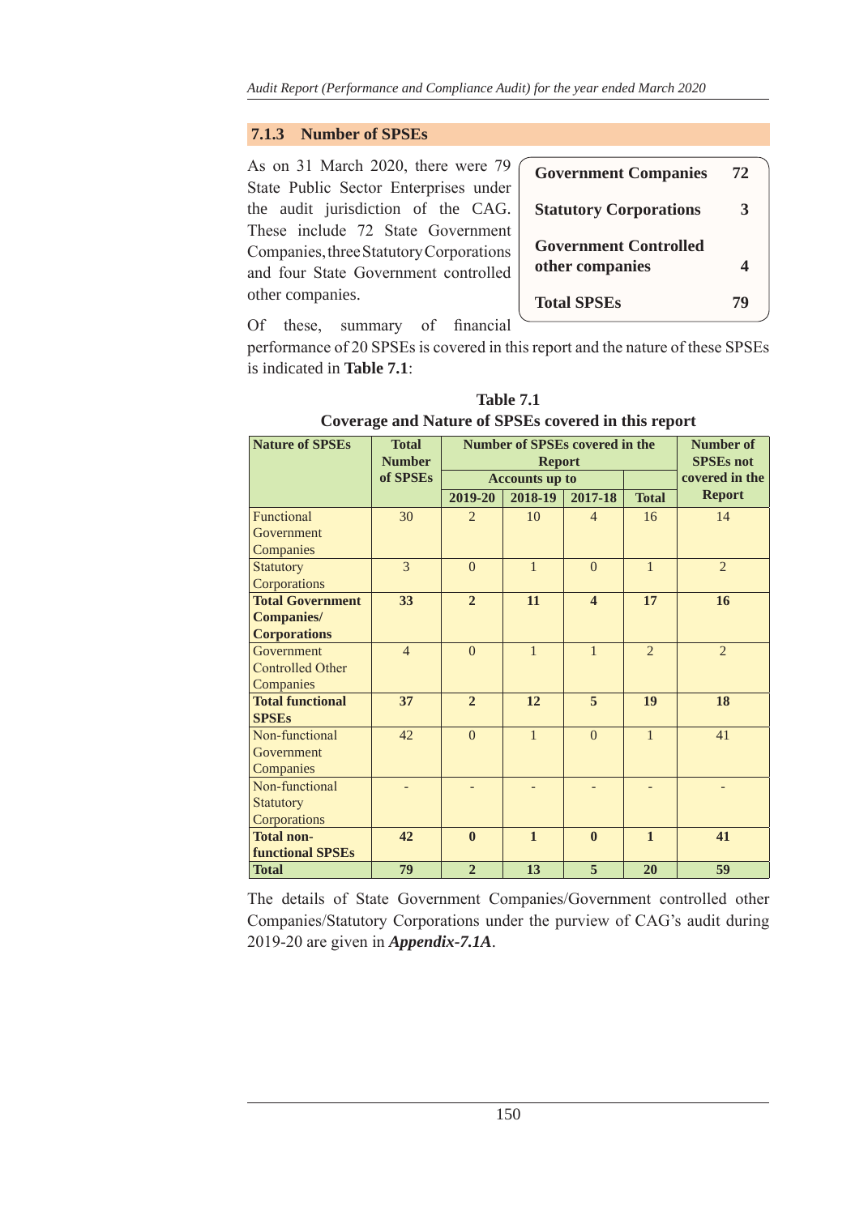### 7.1.3 Number of SPSEs

As on 31 March 2020, there were 79 State Public Sector Enterprises under the audit jurisdiction of the CAG. These include 72 State Government Companies, three Statutory Corporations and four State Government controlled other companies.

| | |
|---|---|
| **Government Companies** | **72** |
| **Statutory Corporations** | **3** |
| **Government Controlled other companies** | **4** |
| **Total SPSEs** | **79** |

Of these, summary of financial performance of 20 SPSEs is covered in this report and the nature of these SPSEs is indicated in **Table 7.1**:

**Table 7.1**
**Coverage and Nature of SPSEs covered in this report**

| Nature of SPSEs | Total Number of SPSEs | Number of SPSEs covered in the Report | | | | Number of SPSEs not covered in the Report |
|---|---|---|---|---|---|---|
| | | Accounts up to | | | | |
| | | 2019-20 | 2018-19 | 2017-18 | Total | |
| Functional Government Companies | 30 | 2 | 10 | 4 | 16 | 14 |
| Statutory Corporations | 3 | 0 | 1 | 0 | 1 | 2 |
| **Total Government Companies/ Corporations** | **33** | **2** | **11** | **4** | **17** | **16** |
| Government Controlled Other Companies | 4 | 0 | 1 | 1 | 2 | 2 |
| **Total functional SPSEs** | **37** | **2** | **12** | **5** | **19** | **18** |
| Non-functional Government Companies | 42 | 0 | 1 | 0 | 1 | 41 |
| Non-functional Statutory Corporations | - | - | - | - | - | - |
| **Total non-functional SPSEs** | **42** | **0** | **1** | **0** | **1** | **41** |
| **Total** | **79** | **2** | **13** | **5** | **20** | **59** |

The details of State Government Companies/Government controlled other Companies/Statutory Corporations under the purview of CAG's audit during 2019-20 are given in ***Appendix-7.1A***.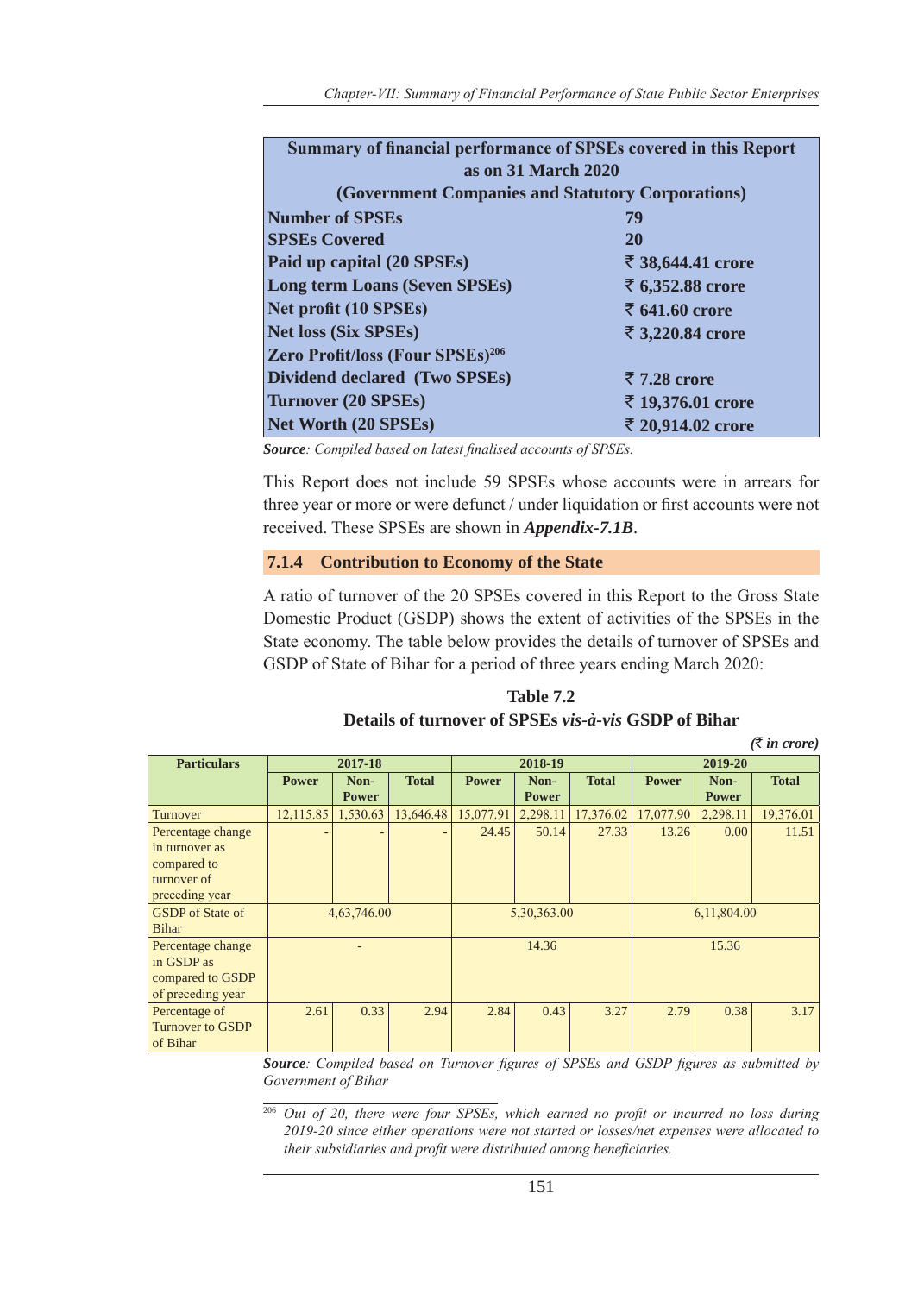| Summary of financial performance of SPSEs covered in this Report as on 31 March 2020 (Government Companies and Statutory Corporations) | |
|---|---|
| **Number of SPSEs** | **79** |
| **SPSEs Covered** | **20** |
| **Paid up capital (20 SPSEs)** | **₹ 38,644.41 crore** |
| **Long term Loans (Seven SPSEs)** | **₹ 6,352.88 crore** |
| **Net profit (10 SPSEs)** | **₹ 641.60 crore** |
| **Net loss (Six SPSEs)** | **₹ 3,220.84 crore** |
| **Zero Profit/loss (Four SPSEs)[206]** | |
| **Dividend declared (Two SPSEs)** | **₹ 7.28 crore** |
| **Turnover (20 SPSEs)** | **₹ 19,376.01 crore** |
| **Net Worth (20 SPSEs)** | **₹ 20,914.02 crore** |

***Source**: Compiled based on latest finalised accounts of SPSEs.*

This Report does not include 59 SPSEs whose accounts were in arrears for three year or more or were defunct / under liquidation or first accounts were not received. These SPSEs are shown in ***Appendix-7.1B***.

### 7.1.4 Contribution to Economy of the State

A ratio of turnover of the 20 SPSEs covered in this Report to the Gross State Domestic Product (GSDP) shows the extent of activities of the SPSEs in the State economy. The table below provides the details of turnover of SPSEs and GSDP of State of Bihar for a period of three years ending March 2020:

**Table 7.2**
**Details of turnover of SPSEs *vis-à-vis* GSDP of Bihar**

*(₹ in crore)*

| Particulars | 2017-18 | | | 2018-19 | | | 2019-20 | | |
|---|---|---|---|---|---|---|---|---|---|
| | Power | Non-Power | Total | Power | Non-Power | Total | Power | Non-Power | Total |
| Turnover | 12,115.85 | 1,530.63 | 13,646.48 | 15,077.91 | 2,298.11 | 17,376.02 | 17,077.90 | 2,298.11 | 19,376.01 |
| Percentage change in turnover as compared to turnover of preceding year | - | - | - | 24.45 | 50.14 | 27.33 | 13.26 | 0.00 | 11.51 |
| GSDP of State of Bihar | 4,63,746.00 | | | 5,30,363.00 | | | 6,11,804.00 | | |
| Percentage change in GSDP as compared to GSDP of preceding year | - | | | 14.36 | | | 15.36 | | |
| Percentage of Turnover to GSDP of Bihar | 2.61 | 0.33 | 2.94 | 2.84 | 0.43 | 3.27 | 2.79 | 0.38 | 3.17 |

***Source**: Compiled based on Turnover figures of SPSEs and GSDP figures as submitted by Government of Bihar*

[206] *Out of 20, there were four SPSEs, which earned no profit or incurred no loss during 2019-20 since either operations were not started or losses/net expenses were allocated to their subsidiaries and profit were distributed among beneficiaries.*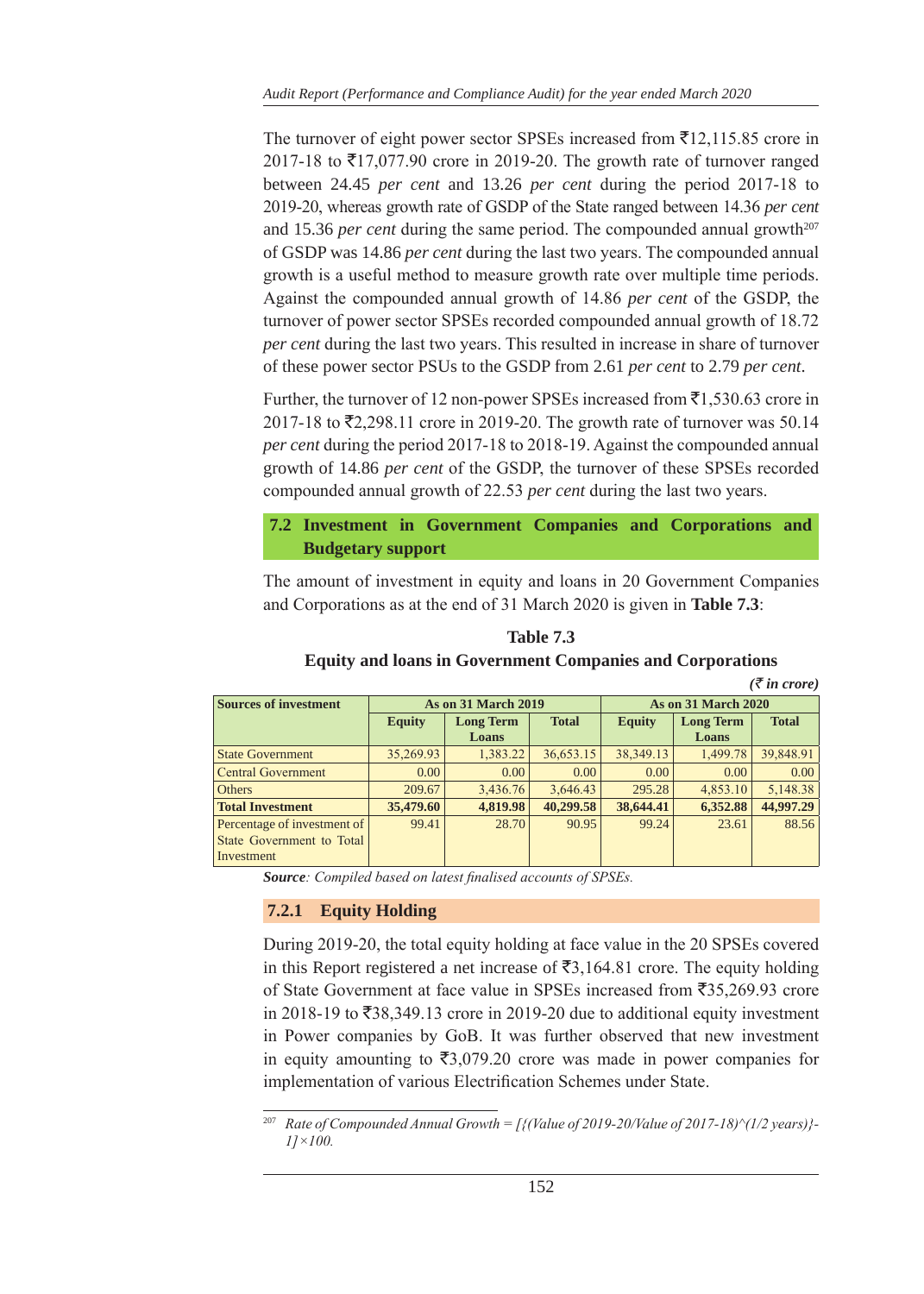The turnover of eight power sector SPSEs increased from ₹12,115.85 crore in 2017-18 to ₹17,077.90 crore in 2019-20. The growth rate of turnover ranged between 24.45 *per cent* and 13.26 *per cent* during the period 2017-18 to 2019-20, whereas growth rate of GSDP of the State ranged between 14.36 *per cent* and 15.36 *per cent* during the same period. The compounded annual growth[207] of GSDP was 14.86 *per cent* during the last two years. The compounded annual growth is a useful method to measure growth rate over multiple time periods. Against the compounded annual growth of 14.86 *per cent* of the GSDP, the turnover of power sector SPSEs recorded compounded annual growth of 18.72 *per cent* during the last two years. This resulted in increase in share of turnover of these power sector PSUs to the GSDP from 2.61 *per cent* to 2.79 *per cent*.

Further, the turnover of 12 non-power SPSEs increased from ₹1,530.63 crore in 2017-18 to ₹2,298.11 crore in 2019-20. The growth rate of turnover was 50.14 *per cent* during the period 2017-18 to 2018-19. Against the compounded annual growth of 14.86 *per cent* of the GSDP, the turnover of these SPSEs recorded compounded annual growth of 22.53 *per cent* during the last two years.

## 7.2 Investment in Government Companies and Corporations and Budgetary support

The amount of investment in equity and loans in 20 Government Companies and Corporations as at the end of 31 March 2020 is given in **Table 7.3**:

**Table 7.3**
**Equity and loans in Government Companies and Corporations**

*(₹ in crore)*

| Sources of investment | As on 31 March 2019 | | | As on 31 March 2020 | | |
|---|---|---|---|---|---|---|
| | Equity | Long Term Loans | Total | Equity | Long Term Loans | Total |
| State Government | 35,269.93 | 1,383.22 | 36,653.15 | 38,349.13 | 1,499.78 | 39,848.91 |
| Central Government | 0.00 | 0.00 | 0.00 | 0.00 | 0.00 | 0.00 |
| Others | 209.67 | 3,436.76 | 3,646.43 | 295.28 | 4,853.10 | 5,148.38 |
| **Total Investment** | **35,479.60** | **4,819.98** | **40,299.58** | **38,644.41** | **6,352.88** | **44,997.29** |
| Percentage of investment of State Government to Total Investment | 99.41 | 28.70 | 90.95 | 99.24 | 23.61 | 88.56 |

***Source**: Compiled based on latest finalised accounts of SPSEs.*

### 7.2.1 Equity Holding

During 2019-20, the total equity holding at face value in the 20 SPSEs covered in this Report registered a net increase of ₹3,164.81 crore. The equity holding of State Government at face value in SPSEs increased from ₹35,269.93 crore in 2018-19 to ₹38,349.13 crore in 2019-20 due to additional equity investment in Power companies by GoB. It was further observed that new investment in equity amounting to ₹3,079.20 crore was made in power companies for implementation of various Electrification Schemes under State.

---

[207] *Rate of Compounded Annual Growth = [{(Value of 2019-20/Value of 2017-18)^(1/2 years)}-1]×100.*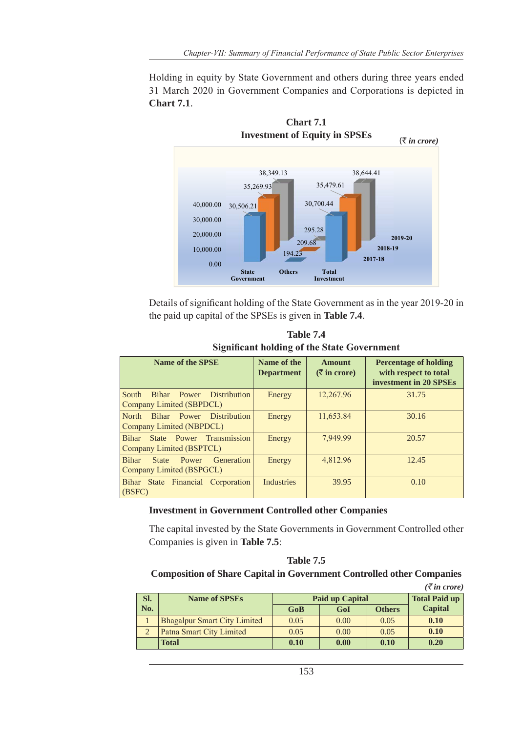Holding in equity by State Government and others during three years ended 31 March 2020 in Government Companies and Corporations is depicted in **Chart 7.1**.

**Chart 7.1**

**Investment of Equity in SPSEs**

(₹ *in crore)*

38,349.13
35,269.93
30,506.21
38,644.41
35,479.61
30,700.44
295.28
209.68
194.23
40,000.00
30,000.00
20,000.00
10,000.00
0.00
2019-20
2018-19
2017-18
State Government
Others
Total Investment

Details of significant holding of the State Government as in the year 2019-20 in the paid up capital of the SPSEs is given in **Table 7.4**.

**Table 7.4**

**Significant holding of the State Government**

| Name of the SPSE | Name of the Department | Amount (₹ in crore) | Percentage of holding with respect to total investment in 20 SPSEs |
|---|---|---|---|
| South Bihar Power Distribution Company Limited (SBPDCL) | Energy | 12,267.96 | 31.75 |
| North Bihar Power Distribution Company Limited (NBPDCL) | Energy | 11,653.84 | 30.16 |
| Bihar State Power Transmission Company Limited (BSPTCL) | Energy | 7,949.99 | 20.57 |
| Bihar State Power Generation Company Limited (BSPGCL) | Energy | 4,812.96 | 12.45 |
| Bihar State Financial Corporation (BSFC) | Industries | 39.95 | 0.10 |

### Investment in Government Controlled other Companies

The capital invested by the State Governments in Government Controlled other Companies is given in **Table 7.5**:

**Table 7.5**

**Composition of Share Capital in Government Controlled other Companies**

*(₹ in crore)*

| Sl. No. | Name of SPSEs | Paid up Capital | | | Total Paid up Capital |
|---|---|---|---|---|---|
| | | GoB | GoI | Others | |
| 1 | Bhagalpur Smart City Limited | 0.05 | 0.00 | 0.05 | **0.10** |
| 2 | Patna Smart City Limited | 0.05 | 0.00 | 0.05 | **0.10** |
| | **Total** | **0.10** | **0.00** | **0.10** | **0.20** |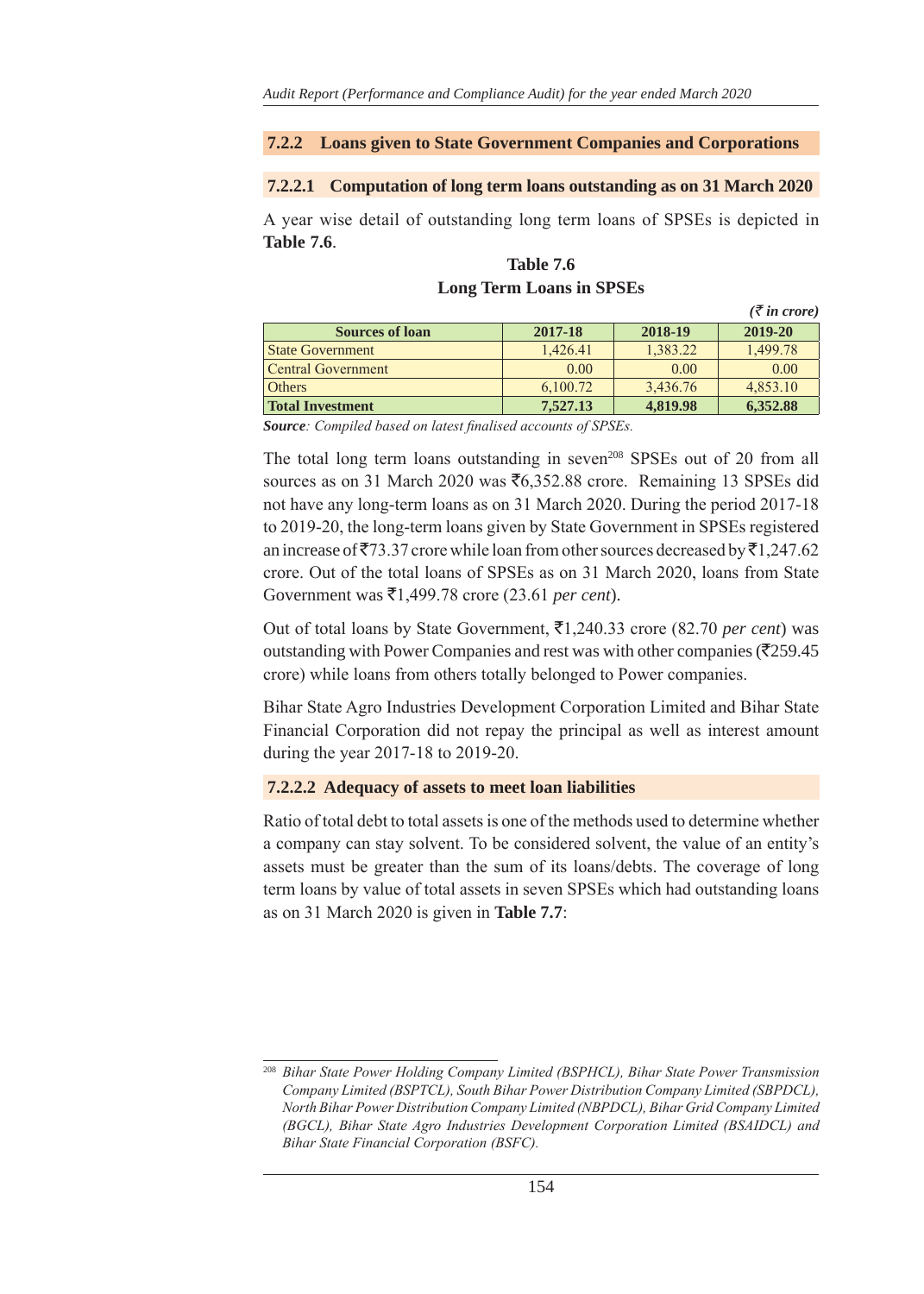### 7.2.2 Loans given to State Government Companies and Corporations

#### 7.2.2.1 Computation of long term loans outstanding as on 31 March 2020

A year wise detail of outstanding long term loans of SPSEs is depicted in **Table 7.6**.

**Table 7.6**
**Long Term Loans in SPSEs**

*(₹ in crore)*

| Sources of loan | 2017-18 | 2018-19 | 2019-20 |
|---|---|---|---|
| State Government | 1,426.41 | 1,383.22 | 1,499.78 |
| Central Government | 0.00 | 0.00 | 0.00 |
| Others | 6,100.72 | 3,436.76 | 4,853.10 |
| **Total Investment** | **7,527.13** | **4,819.98** | **6,352.88** |

***Source****: Compiled based on latest finalised accounts of SPSEs.*

The total long term loans outstanding in seven[208] SPSEs out of 20 from all sources as on 31 March 2020 was ₹6,352.88 crore. Remaining 13 SPSEs did not have any long-term loans as on 31 March 2020. During the period 2017-18 to 2019-20, the long-term loans given by State Government in SPSEs registered an increase of ₹73.37 crore while loan from other sources decreased by ₹1,247.62 crore. Out of the total loans of SPSEs as on 31 March 2020, loans from State Government was ₹1,499.78 crore (23.61 *per cent*).

Out of total loans by State Government, ₹1,240.33 crore (82.70 *per cent*) was outstanding with Power Companies and rest was with other companies (₹259.45 crore) while loans from others totally belonged to Power companies.

Bihar State Agro Industries Development Corporation Limited and Bihar State Financial Corporation did not repay the principal as well as interest amount during the year 2017-18 to 2019-20.

#### 7.2.2.2 Adequacy of assets to meet loan liabilities

Ratio of total debt to total assets is one of the methods used to determine whether a company can stay solvent. To be considered solvent, the value of an entity's assets must be greater than the sum of its loans/debts. The coverage of long term loans by value of total assets in seven SPSEs which had outstanding loans as on 31 March 2020 is given in **Table 7.7**:

---

[208] *Bihar State Power Holding Company Limited (BSPHCL), Bihar State Power Transmission Company Limited (BSPTCL), South Bihar Power Distribution Company Limited (SBPDCL), North Bihar Power Distribution Company Limited (NBPDCL), Bihar Grid Company Limited (BGCL), Bihar State Agro Industries Development Corporation Limited (BSAIDCL) and Bihar State Financial Corporation (BSFC).*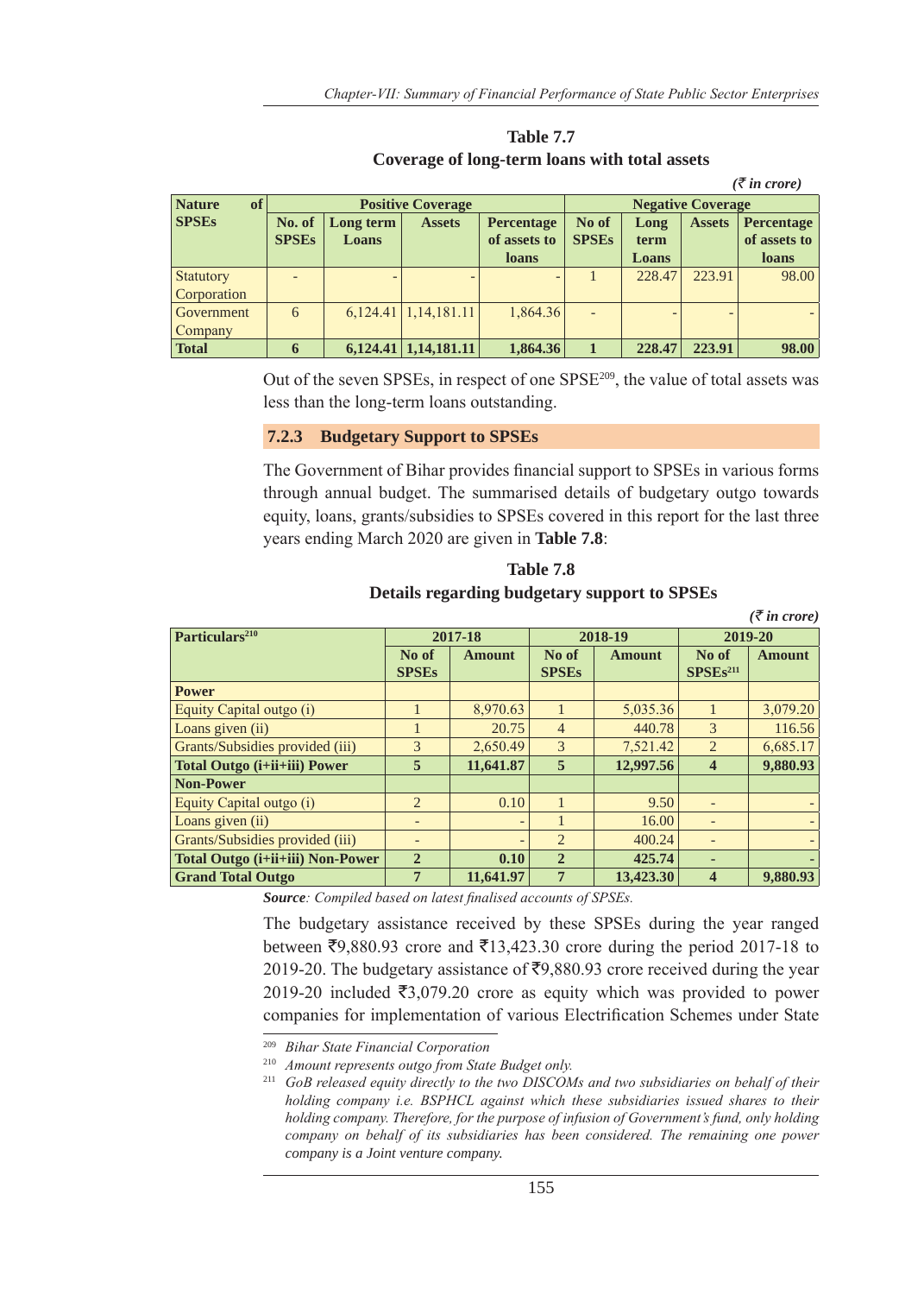**Table 7.7**
**Coverage of long-term loans with total assets**

*(₹ in crore)*

| Nature of SPSEs | Positive Coverage | | | | Negative Coverage | | | |
|---|---|---|---|---|---|---|---|---|
| | No. of SPSEs | Long term Loans | Assets | Percentage of assets to loans | No of SPSEs | Long term Loans | Assets | Percentage of assets to loans |
| Statutory Corporation | - | - | - | - | 1 | 228.47 | 223.91 | 98.00 |
| Government Company | 6 | 6,124.41 | 1,14,181.11 | 1,864.36 | - | - | - | - |
| **Total** | **6** | **6,124.41** | **1,14,181.11** | **1,864.36** | **1** | **228.47** | **223.91** | **98.00** |

Out of the seven SPSEs, in respect of one SPSE[209], the value of total assets was less than the long-term loans outstanding.

### 7.2.3 Budgetary Support to SPSEs

The Government of Bihar provides financial support to SPSEs in various forms through annual budget. The summarised details of budgetary outgo towards equity, loans, grants/subsidies to SPSEs covered in this report for the last three years ending March 2020 are given in **Table 7.8**:

**Table 7.8**
**Details regarding budgetary support to SPSEs**

*(₹ in crore)*

| Particulars[210] | 2017-18 | | 2018-19 | | 2019-20 | |
|---|---|---|---|---|---|---|
| | No of SPSEs | Amount | No of SPSEs | Amount | No of SPSEs[211] | Amount |
| **Power** | | | | | | |
| Equity Capital outgo (i) | 1 | 8,970.63 | 1 | 5,035.36 | 1 | 3,079.20 |
| Loans given (ii) | 1 | 20.75 | 4 | 440.78 | 3 | 116.56 |
| Grants/Subsidies provided (iii) | 3 | 2,650.49 | 3 | 7,521.42 | 2 | 6,685.17 |
| **Total Outgo (i+ii+iii) Power** | **5** | **11,641.87** | **5** | **12,997.56** | **4** | **9,880.93** |
| **Non-Power** | | | | | | |
| Equity Capital outgo (i) | 2 | 0.10 | 1 | 9.50 | - | - |
| Loans given (ii) | - | - | 1 | 16.00 | - | - |
| Grants/Subsidies provided (iii) | - | - | 2 | 400.24 | - | - |
| **Total Outgo (i+ii+iii) Non-Power** | **2** | **0.10** | **2** | **425.74** | **-** | **-** |
| **Grand Total Outgo** | **7** | **11,641.97** | **7** | **13,423.30** | **4** | **9,880.93** |

***Source****: Compiled based on latest finalised accounts of SPSEs.*

The budgetary assistance received by these SPSEs during the year ranged between ₹9,880.93 crore and ₹13,423.30 crore during the period 2017-18 to 2019-20. The budgetary assistance of ₹9,880.93 crore received during the year 2019-20 included ₹3,079.20 crore as equity which was provided to power companies for implementation of various Electrification Schemes under State

[209] *Bihar State Financial Corporation*

[210] *Amount represents outgo from State Budget only.*

[211] *GoB released equity directly to the two DISCOMs and two subsidiaries on behalf of their holding company i.e. BSPHCL against which these subsidiaries issued shares to their holding company. Therefore, for the purpose of infusion of Government's fund, only holding company on behalf of its subsidiaries has been considered. The remaining one power company is a Joint venture company.*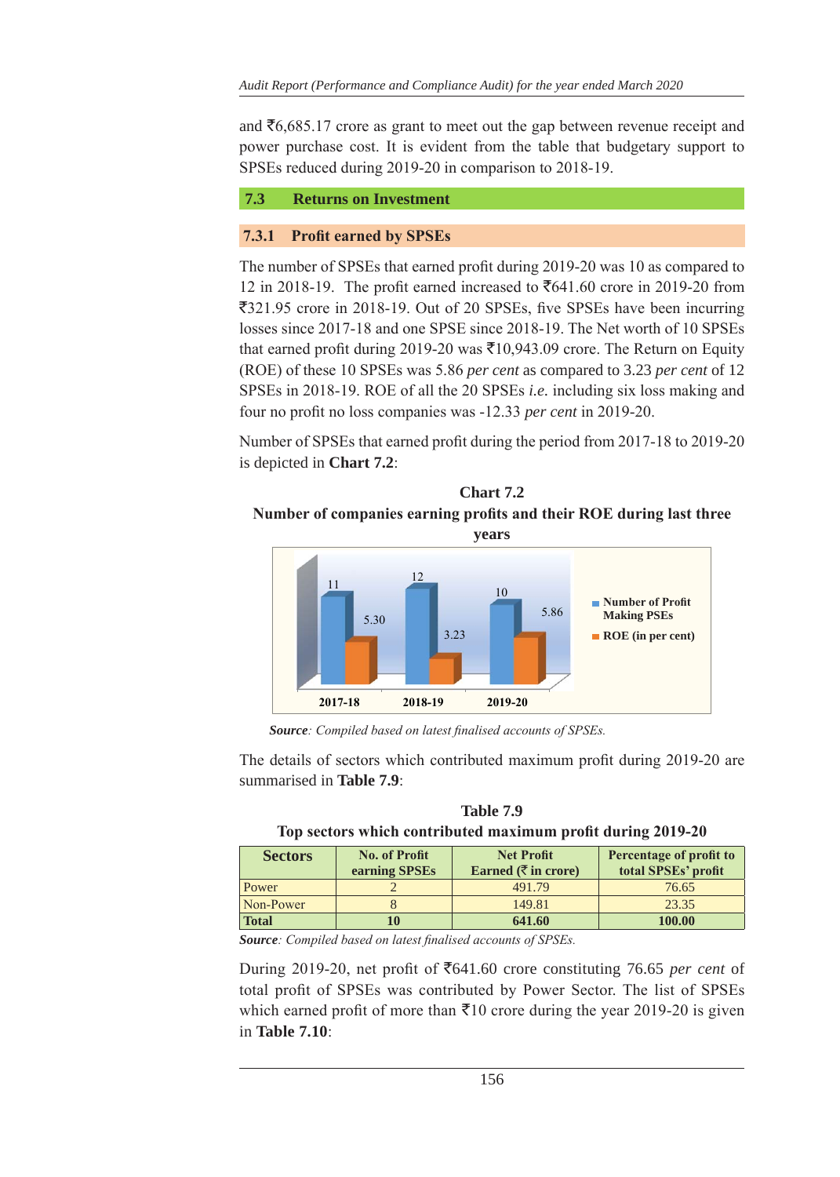and ₹6,685.17 crore as grant to meet out the gap between revenue receipt and power purchase cost. It is evident from the table that budgetary support to SPSEs reduced during 2019-20 in comparison to 2018-19.

## 7.3 Returns on Investment

### 7.3.1 Profit earned by SPSEs

The number of SPSEs that earned profit during 2019-20 was 10 as compared to 12 in 2018-19. The profit earned increased to ₹641.60 crore in 2019-20 from ₹321.95 crore in 2018-19. Out of 20 SPSEs, five SPSEs have been incurring losses since 2017-18 and one SPSE since 2018-19. The Net worth of 10 SPSEs that earned profit during 2019-20 was ₹10,943.09 crore. The Return on Equity (ROE) of these 10 SPSEs was 5.86 *per cent* as compared to 3.23 *per cent* of 12 SPSEs in 2018-19. ROE of all the 20 SPSEs *i.e.* including six loss making and four no profit no loss companies was -12.33 *per cent* in 2019-20.

Number of SPSEs that earned profit during the period from 2017-18 to 2019-20 is depicted in **Chart 7.2**:

**Chart 7.2**

**Number of companies earning profits and their ROE during last three years**

11
5.30
12
3.23
10
5.86
2017-18
2018-19
2019-20
Number of Profit Making PSEs
ROE (in per cent)

***Source****: Compiled based on latest finalised accounts of SPSEs.*

The details of sectors which contributed maximum profit during 2019-20 are summarised in **Table 7.9**:

**Table 7.9**

**Top sectors which contributed maximum profit during 2019-20**

| Sectors | No. of Profit earning SPSEs | Net Profit Earned (₹ in crore) | Percentage of profit to total SPSEs' profit |
|---|---|---|---|
| Power | 2 | 491.79 | 76.65 |
| Non-Power | 8 | 149.81 | 23.35 |
| **Total** | **10** | **641.60** | **100.00** |

***Source****: Compiled based on latest finalised accounts of SPSEs.*

During 2019-20, net profit of ₹641.60 crore constituting 76.65 *per cent* of total profit of SPSEs was contributed by Power Sector. The list of SPSEs which earned profit of more than ₹10 crore during the year 2019-20 is given in **Table 7.10**: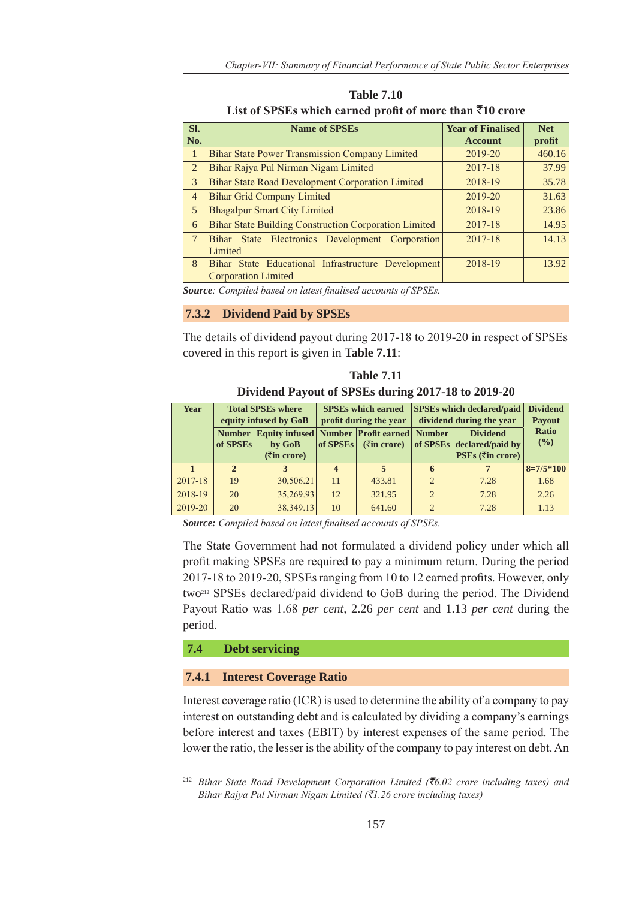**Table 7.10**
**List of SPSEs which earned profit of more than ₹10 crore**

| Sl. No. | Name of SPSEs | Year of Finalised Account | Net profit |
|---|---|---|---|
| 1 | Bihar State Power Transmission Company Limited | 2019-20 | 460.16 |
| 2 | Bihar Rajya Pul Nirman Nigam Limited | 2017-18 | 37.99 |
| 3 | Bihar State Road Development Corporation Limited | 2018-19 | 35.78 |
| 4 | Bihar Grid Company Limited | 2019-20 | 31.63 |
| 5 | Bhagalpur Smart City Limited | 2018-19 | 23.86 |
| 6 | Bihar State Building Construction Corporation Limited | 2017-18 | 14.95 |
| 7 | Bihar State Electronics Development Corporation Limited | 2017-18 | 14.13 |
| 8 | Bihar State Educational Infrastructure Development Corporation Limited | 2018-19 | 13.92 |

***Source**: Compiled based on latest finalised accounts of SPSEs.*

### 7.3.2 Dividend Paid by SPSEs

The details of dividend payout during 2017-18 to 2019-20 in respect of SPSEs covered in this report is given in **Table 7.11**:

**Table 7.11**
**Dividend Payout of SPSEs during 2017-18 to 2019-20**

| Year | Total SPSEs where equity infused by GoB | | SPSEs which earned profit during the year | | SPSEs which declared/paid dividend during the year | | Dividend Payout Ratio (%) |
|---|---|---|---|---|---|---|---|
| | Number of SPSEs | Equity infused by GoB (₹in crore) | Number of SPSEs | Profit earned (₹in crore) | Number of SPSEs | Dividend declared/paid by PSEs (₹in crore) | |
| **1** | **2** | **3** | **4** | **5** | **6** | **7** | **8=7/5*100** |
| 2017-18 | 19 | 30,506.21 | 11 | 433.81 | 2 | 7.28 | 1.68 |
| 2018-19 | 20 | 35,269.93 | 12 | 321.95 | 2 | 7.28 | 2.26 |
| 2019-20 | 20 | 38,349.13 | 10 | 641.60 | 2 | 7.28 | 1.13 |

***Source:** Compiled based on latest finalised accounts of SPSEs.*

The State Government had not formulated a dividend policy under which all profit making SPSEs are required to pay a minimum return. During the period 2017-18 to 2019-20, SPSEs ranging from 10 to 12 earned profits. However, only two[212] SPSEs declared/paid dividend to GoB during the period. The Dividend Payout Ratio was 1.68 *per cent*, 2.26 *per cent* and 1.13 *per cent* during the period.

## 7.4 Debt servicing

### 7.4.1 Interest Coverage Ratio

Interest coverage ratio (ICR) is used to determine the ability of a company to pay interest on outstanding debt and is calculated by dividing a company's earnings before interest and taxes (EBIT) by interest expenses of the same period. The lower the ratio, the lesser is the ability of the company to pay interest on debt. An

[212] *Bihar State Road Development Corporation Limited (₹6.02 crore including taxes) and Bihar Rajya Pul Nirman Nigam Limited (₹1.26 crore including taxes)*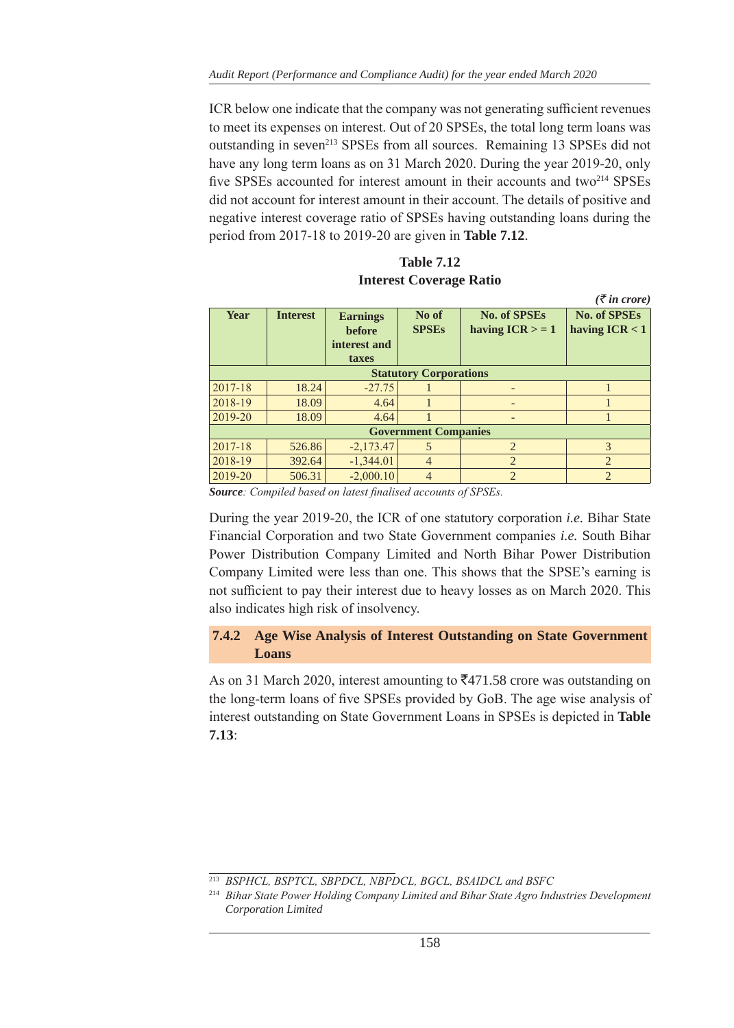ICR below one indicate that the company was not generating sufficient revenues to meet its expenses on interest. Out of 20 SPSEs, the total long term loans was outstanding in seven[213] SPSEs from all sources. Remaining 13 SPSEs did not have any long term loans as on 31 March 2020. During the year 2019-20, only five SPSEs accounted for interest amount in their accounts and two[214] SPSEs did not account for interest amount in their account. The details of positive and negative interest coverage ratio of SPSEs having outstanding loans during the period from 2017-18 to 2019-20 are given in **Table 7.12**.

**Table 7.12**
**Interest Coverage Ratio**

*(₹ in crore)*

| Year | Interest | Earnings before interest and taxes | No of SPSEs | No. of SPSEs having ICR > = 1 | No. of SPSEs having ICR < 1 |
|---|---|---|---|---|---|
| **Statutory Corporations** | | | | | |
| 2017-18 | 18.24 | -27.75 | 1 | - | 1 |
| 2018-19 | 18.09 | 4.64 | 1 | - | 1 |
| 2019-20 | 18.09 | 4.64 | 1 | - | 1 |
| **Government Companies** | | | | | |
| 2017-18 | 526.86 | -2,173.47 | 5 | 2 | 3 |
| 2018-19 | 392.64 | -1,344.01 | 4 | 2 | 2 |
| 2019-20 | 506.31 | -2,000.10 | 4 | 2 | 2 |

***Source**: Compiled based on latest finalised accounts of SPSEs.*

During the year 2019-20, the ICR of one statutory corporation *i.e.* Bihar State Financial Corporation and two State Government companies *i.e.* South Bihar Power Distribution Company Limited and North Bihar Power Distribution Company Limited were less than one. This shows that the SPSE's earning is not sufficient to pay their interest due to heavy losses as on March 2020. This also indicates high risk of insolvency.

### 7.4.2 Age Wise Analysis of Interest Outstanding on State Government Loans

As on 31 March 2020, interest amounting to ₹471.58 crore was outstanding on the long-term loans of five SPSEs provided by GoB. The age wise analysis of interest outstanding on State Government Loans in SPSEs is depicted in **Table 7.13**:

---

[213] *BSPHCL, BSPTCL, SBPDCL, NBPDCL, BGCL, BSAIDCL and BSFC*

[214] *Bihar State Power Holding Company Limited and Bihar State Agro Industries Development Corporation Limited*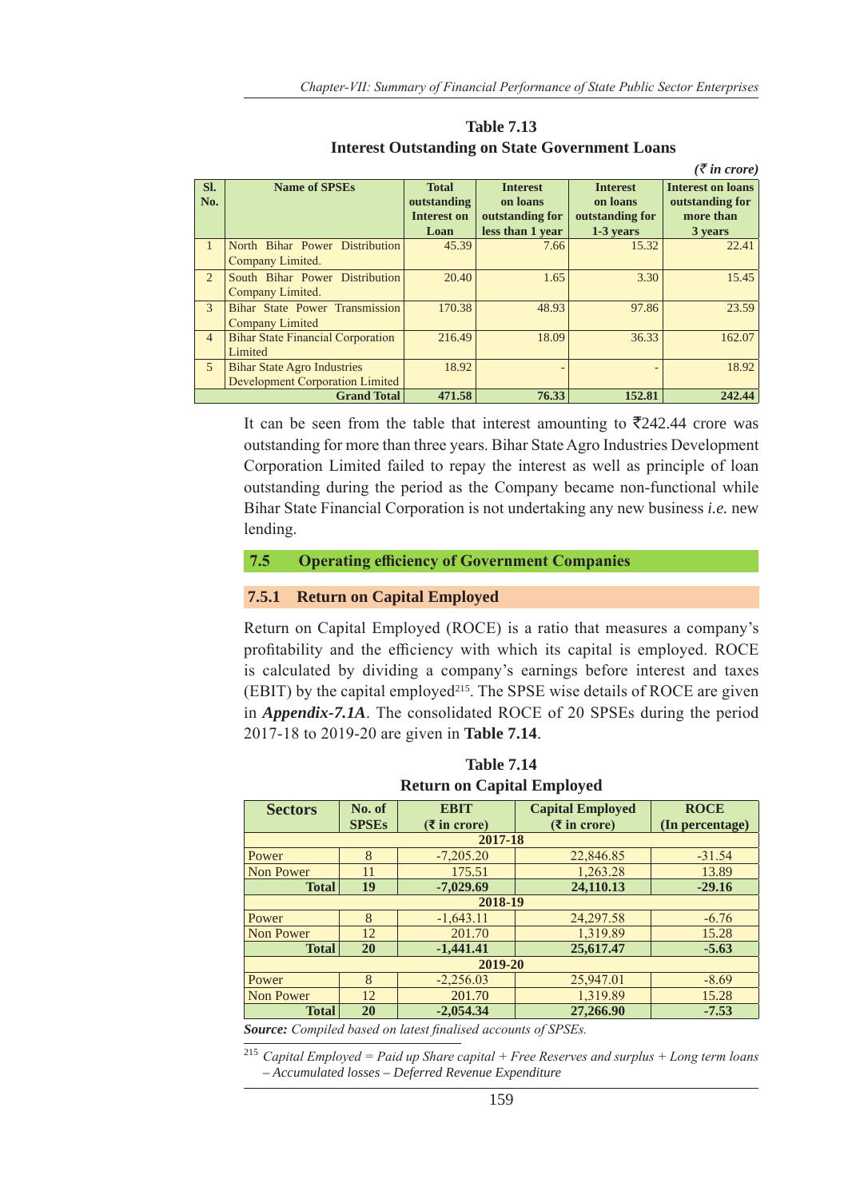**Table 7.13**
**Interest Outstanding on State Government Loans**

*(₹ in crore)*

| Sl. No. | Name of SPSEs | Total outstanding Interest on Loan | Interest on loans outstanding for less than 1 year | Interest on loans outstanding for 1-3 years | Interest on loans outstanding for more than 3 years |
|---|---|---|---|---|---|
| 1 | North Bihar Power Distribution Company Limited. | 45.39 | 7.66 | 15.32 | 22.41 |
| 2 | South Bihar Power Distribution Company Limited. | 20.40 | 1.65 | 3.30 | 15.45 |
| 3 | Bihar State Power Transmission Company Limited | 170.38 | 48.93 | 97.86 | 23.59 |
| 4 | Bihar State Financial Corporation Limited | 216.49 | 18.09 | 36.33 | 162.07 |
| 5 | Bihar State Agro Industries Development Corporation Limited | 18.92 | - | - | 18.92 |
| | **Grand Total** | **471.58** | **76.33** | **152.81** | **242.44** |

It can be seen from the table that interest amounting to ₹242.44 crore was outstanding for more than three years. Bihar State Agro Industries Development Corporation Limited failed to repay the interest as well as principle of loan outstanding during the period as the Company became non-functional while Bihar State Financial Corporation is not undertaking any new business *i.e.* new lending.

## 7.5 Operating efficiency of Government Companies

### 7.5.1 Return on Capital Employed

Return on Capital Employed (ROCE) is a ratio that measures a company's profitability and the efficiency with which its capital is employed. ROCE is calculated by dividing a company's earnings before interest and taxes (EBIT) by the capital employed[215]. The SPSE wise details of ROCE are given in ***Appendix-7.1A***. The consolidated ROCE of 20 SPSEs during the period 2017-18 to 2019-20 are given in **Table 7.14**.

**Table 7.14**
**Return on Capital Employed**

| Sectors | No. of SPSEs | EBIT (₹ in crore) | Capital Employed (₹ in crore) | ROCE (In percentage) |
|---|---|---|---|---|
| **2017-18** | | | | |
| Power | 8 | -7,205.20 | 22,846.85 | -31.54 |
| Non Power | 11 | 175.51 | 1,263.28 | 13.89 |
| **Total** | **19** | **-7,029.69** | **24,110.13** | **-29.16** |
| **2018-19** | | | | |
| Power | 8 | -1,643.11 | 24,297.58 | -6.76 |
| Non Power | 12 | 201.70 | 1,319.89 | 15.28 |
| **Total** | **20** | **-1,441.41** | **25,617.47** | **-5.63** |
| **2019-20** | | | | |
| Power | 8 | -2,256.03 | 25,947.01 | -8.69 |
| Non Power | 12 | 201.70 | 1,319.89 | 15.28 |
| **Total** | **20** | **-2,054.34** | **27,266.90** | **-7.53** |

***Source:*** *Compiled based on latest finalised accounts of SPSEs.*

[215] *Capital Employed = Paid up Share capital + Free Reserves and surplus + Long term loans – Accumulated losses – Deferred Revenue Expenditure*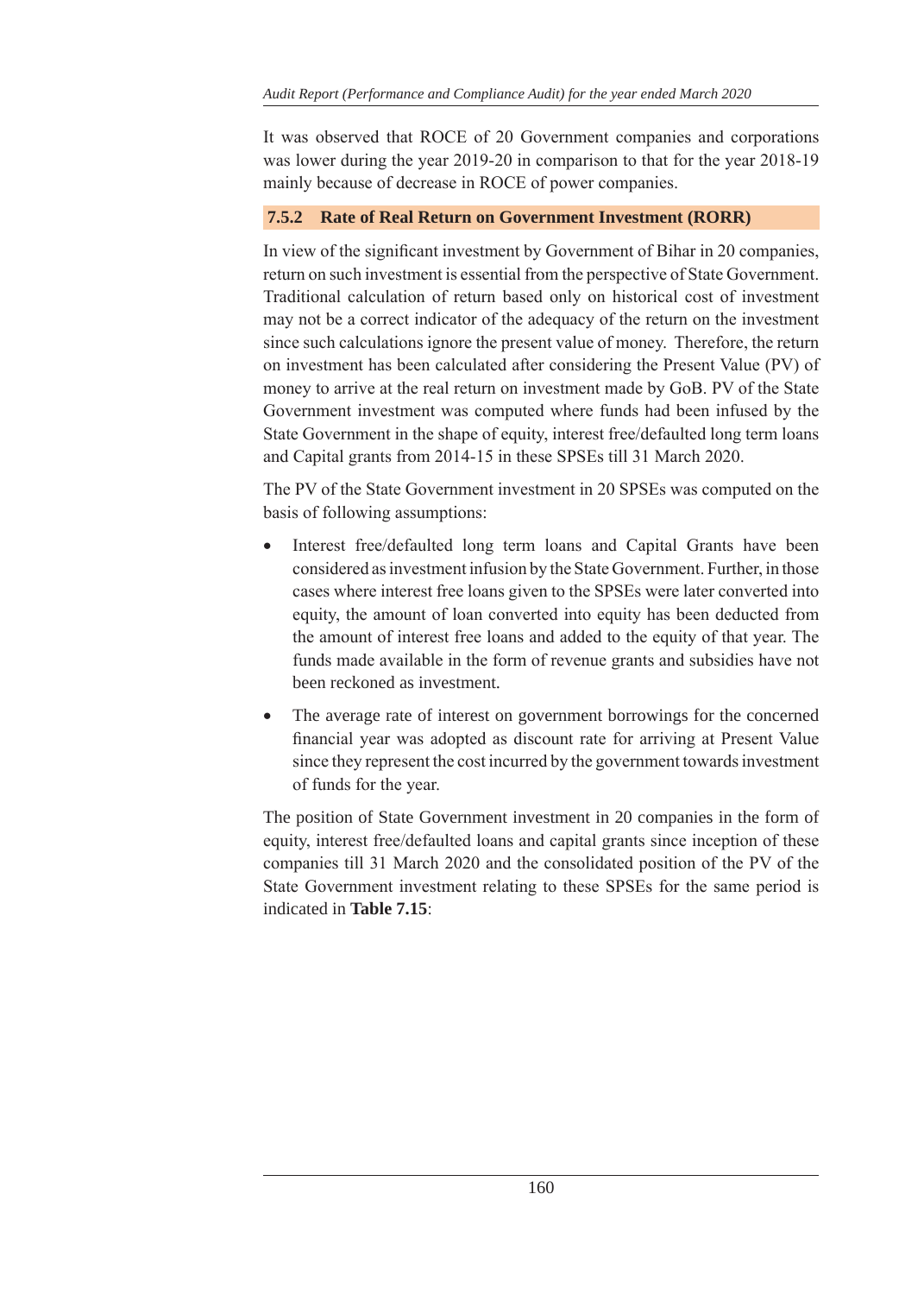It was observed that ROCE of 20 Government companies and corporations was lower during the year 2019-20 in comparison to that for the year 2018-19 mainly because of decrease in ROCE of power companies.

### 7.5.2 Rate of Real Return on Government Investment (RORR)

In view of the significant investment by Government of Bihar in 20 companies, return on such investment is essential from the perspective of State Government. Traditional calculation of return based only on historical cost of investment may not be a correct indicator of the adequacy of the return on the investment since such calculations ignore the present value of money. Therefore, the return on investment has been calculated after considering the Present Value (PV) of money to arrive at the real return on investment made by GoB. PV of the State Government investment was computed where funds had been infused by the State Government in the shape of equity, interest free/defaulted long term loans and Capital grants from 2014-15 in these SPSEs till 31 March 2020.

The PV of the State Government investment in 20 SPSEs was computed on the basis of following assumptions:

- Interest free/defaulted long term loans and Capital Grants have been considered as investment infusion by the State Government. Further, in those cases where interest free loans given to the SPSEs were later converted into equity, the amount of loan converted into equity has been deducted from the amount of interest free loans and added to the equity of that year. The funds made available in the form of revenue grants and subsidies have not been reckoned as investment.
- The average rate of interest on government borrowings for the concerned financial year was adopted as discount rate for arriving at Present Value since they represent the cost incurred by the government towards investment of funds for the year.

The position of State Government investment in 20 companies in the form of equity, interest free/defaulted loans and capital grants since inception of these companies till 31 March 2020 and the consolidated position of the PV of the State Government investment relating to these SPSEs for the same period is indicated in **Table 7.15**: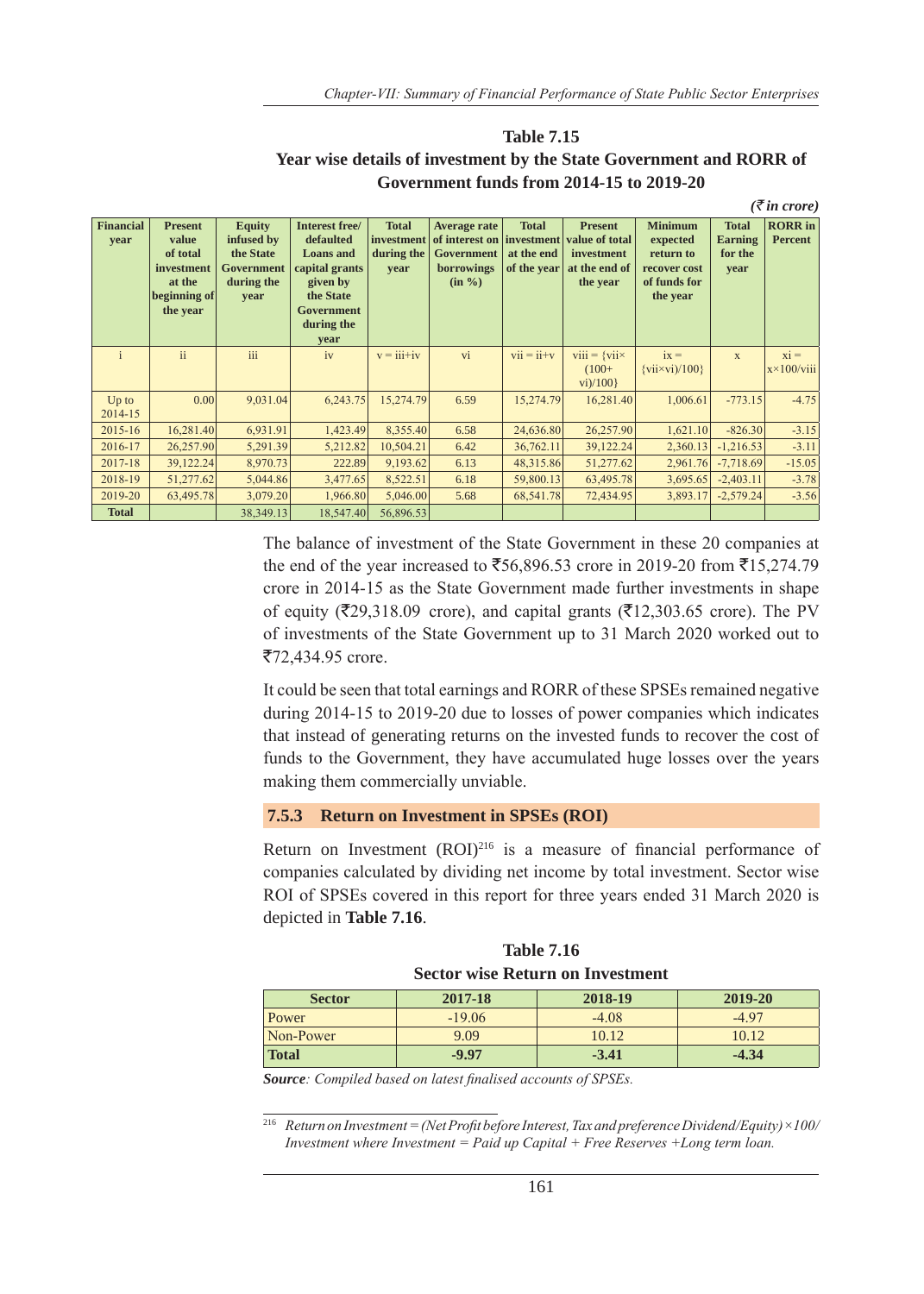**Table 7.15**

**Year wise details of investment by the State Government and RORR of Government funds from 2014-15 to 2019-20**

*(₹ in crore)*

| Financial year | Present value of total investment at the beginning of the year | Equity infused by the State Government during the year | Interest free/ defaulted Loans and capital grants given by the State Government during the year | Total investment during the year | Average rate of interest on Government borrowings (in %) | Total investment at the end of the year | Present value of total investment at the end of the year | Minimum expected return to recover cost of funds for the year | Total Earning for the year | RORR in Percent |
|---|---|---|---|---|---|---|---|---|---|---|
| i | ii | iii | iv | v = iii+iv | vi | vii = ii+v | viii = {vii× (100+ vi)/100} | ix = {vii×vi)/100} | x | xi = x×100/viii |
| Up to 2014-15 | 0.00 | 9,031.04 | 6,243.75 | 15,274.79 | 6.59 | 15,274.79 | 16,281.40 | 1,006.61 | -773.15 | -4.75 |
| 2015-16 | 16,281.40 | 6,931.91 | 1,423.49 | 8,355.40 | 6.58 | 24,636.80 | 26,257.90 | 1,621.10 | -826.30 | -3.15 |
| 2016-17 | 26,257.90 | 5,291.39 | 5,212.82 | 10,504.21 | 6.42 | 36,762.11 | 39,122.24 | 2,360.13 | -1,216.53 | -3.11 |
| 2017-18 | 39,122.24 | 8,970.73 | 222.89 | 9,193.62 | 6.13 | 48,315.86 | 51,277.62 | 2,961.76 | -7,718.69 | -15.05 |
| 2018-19 | 51,277.62 | 5,044.86 | 3,477.65 | 8,522.51 | 6.18 | 59,800.13 | 63,495.78 | 3,695.65 | -2,403.11 | -3.78 |
| 2019-20 | 63,495.78 | 3,079.20 | 1,966.80 | 5,046.00 | 5.68 | 68,541.78 | 72,434.95 | 3,893.17 | -2,579.24 | -3.56 |
| **Total** | | 38,349.13 | 18,547.40 | 56,896.53 | | | | | | |

The balance of investment of the State Government in these 20 companies at the end of the year increased to ₹56,896.53 crore in 2019-20 from ₹15,274.79 crore in 2014-15 as the State Government made further investments in shape of equity (₹29,318.09 crore), and capital grants (₹12,303.65 crore). The PV of investments of the State Government up to 31 March 2020 worked out to ₹72,434.95 crore.

It could be seen that total earnings and RORR of these SPSEs remained negative during 2014-15 to 2019-20 due to losses of power companies which indicates that instead of generating returns on the invested funds to recover the cost of funds to the Government, they have accumulated huge losses over the years making them commercially unviable.

### 7.5.3 Return on Investment in SPSEs (ROI)

Return on Investment (ROI)[216] is a measure of financial performance of companies calculated by dividing net income by total investment. Sector wise ROI of SPSEs covered in this report for three years ended 31 March 2020 is depicted in **Table 7.16**.

**Table 7.16**

**Sector wise Return on Investment**

| Sector | 2017-18 | 2018-19 | 2019-20 |
|---|---|---|---|
| Power | -19.06 | -4.08 | -4.97 |
| Non-Power | 9.09 | 10.12 | 10.12 |
| **Total** | **-9.97** | **-3.41** | **-4.34** |

***Source****: Compiled based on latest finalised accounts of SPSEs.*

[216] *Return on Investment = (Net Profit before Interest, Tax and preference Dividend/Equity) ×100/ Investment where Investment = Paid up Capital + Free Reserves +Long term loan.*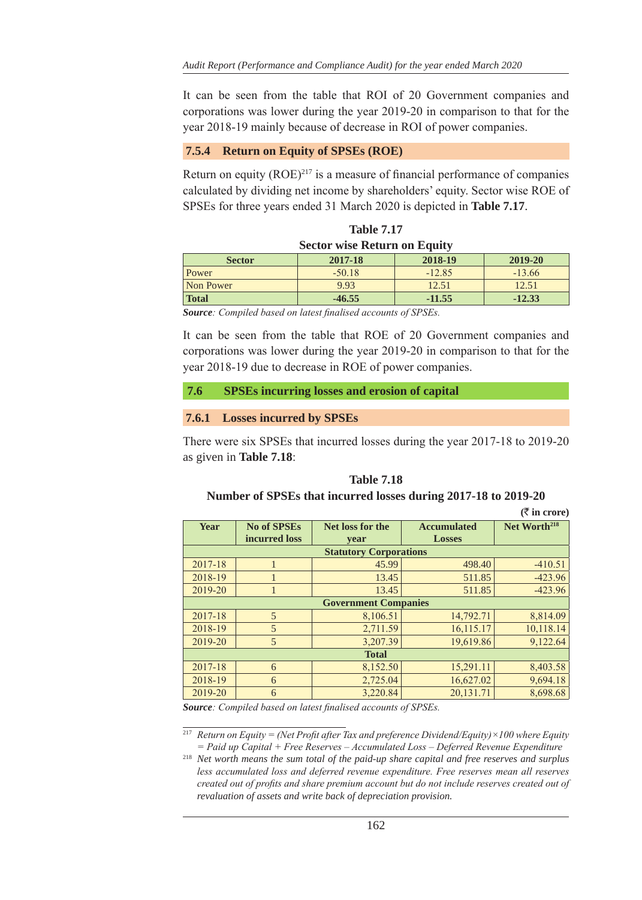It can be seen from the table that ROI of 20 Government companies and corporations was lower during the year 2019-20 in comparison to that for the year 2018-19 mainly because of decrease in ROI of power companies.

### 7.5.4 Return on Equity of SPSEs (ROE)

Return on equity (ROE)[217] is a measure of financial performance of companies calculated by dividing net income by shareholders' equity. Sector wise ROE of SPSEs for three years ended 31 March 2020 is depicted in **Table 7.17**.

**Table 7.17**

**Sector wise Return on Equity**

| Sector | 2017-18 | 2018-19 | 2019-20 |
|---|---|---|---|
| Power | -50.18 | -12.85 | -13.66 |
| Non Power | 9.93 | 12.51 | 12.51 |
| **Total** | **-46.55** | **-11.55** | **-12.33** |

***Source**: Compiled based on latest finalised accounts of SPSEs.*

It can be seen from the table that ROE of 20 Government companies and corporations was lower during the year 2019-20 in comparison to that for the year 2018-19 due to decrease in ROE of power companies.

## 7.6 SPSEs incurring losses and erosion of capital

### 7.6.1 Losses incurred by SPSEs

There were six SPSEs that incurred losses during the year 2017-18 to 2019-20 as given in **Table 7.18**:

**Table 7.18**

**Number of SPSEs that incurred losses during 2017-18 to 2019-20**

**(₹ in crore)**

| Year | No of SPSEs incurred loss | Net loss for the year | Accumulated Losses | Net Worth[218] |
|---|---|---|---|---|
| **Statutory Corporations** | | | | |
| 2017-18 | 1 | 45.99 | 498.40 | -410.51 |
| 2018-19 | 1 | 13.45 | 511.85 | -423.96 |
| 2019-20 | 1 | 13.45 | 511.85 | -423.96 |
| **Government Companies** | | | | |
| 2017-18 | 5 | 8,106.51 | 14,792.71 | 8,814.09 |
| 2018-19 | 5 | 2,711.59 | 16,115.17 | 10,118.14 |
| 2019-20 | 5 | 3,207.39 | 19,619.86 | 9,122.64 |
| **Total** | | | | |
| 2017-18 | 6 | 8,152.50 | 15,291.11 | 8,403.58 |
| 2018-19 | 6 | 2,725.04 | 16,627.02 | 9,694.18 |
| 2019-20 | 6 | 3,220.84 | 20,131.71 | 8,698.68 |

***Source**: Compiled based on latest finalised accounts of SPSEs.*

---

[217] *Return on Equity = (Net Profit after Tax and preference Dividend/Equity)×100 where Equity = Paid up Capital + Free Reserves – Accumulated Loss – Deferred Revenue Expenditure*

[218] *Net worth means the sum total of the paid-up share capital and free reserves and surplus less accumulated loss and deferred revenue expenditure. Free reserves mean all reserves created out of profits and share premium account but do not include reserves created out of revaluation of assets and write back of depreciation provision.*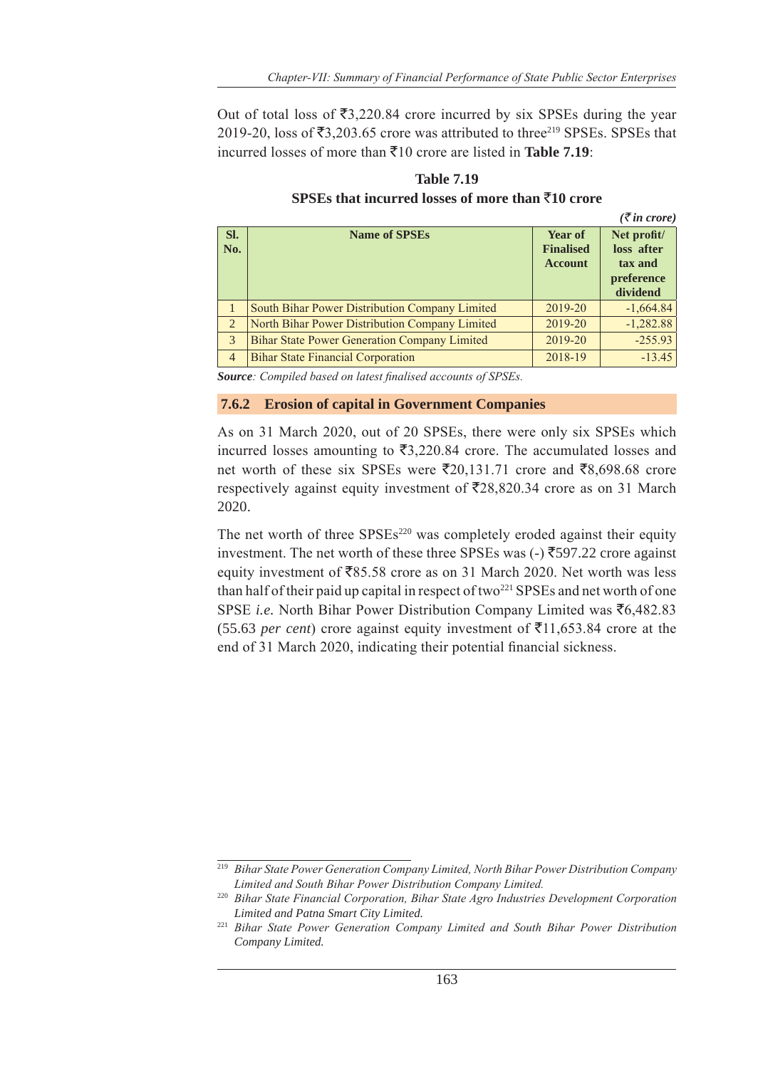Out of total loss of ₹3,220.84 crore incurred by six SPSEs during the year 2019-20, loss of ₹3,203.65 crore was attributed to three[219] SPSEs. SPSEs that incurred losses of more than ₹10 crore are listed in **Table 7.19**:

**Table 7.19**

**SPSEs that incurred losses of more than ₹10 crore**

*(₹ in crore)*

| Sl. No. | Name of SPSEs | Year of Finalised Account | Net profit/ loss after tax and preference dividend |
|---|---|---|---|
| 1 | South Bihar Power Distribution Company Limited | 2019-20 | -1,664.84 |
| 2 | North Bihar Power Distribution Company Limited | 2019-20 | -1,282.88 |
| 3 | Bihar State Power Generation Company Limited | 2019-20 | -255.93 |
| 4 | Bihar State Financial Corporation | 2018-19 | -13.45 |

***Source****: Compiled based on latest finalised accounts of SPSEs.*

### 7.6.2 Erosion of capital in Government Companies

As on 31 March 2020, out of 20 SPSEs, there were only six SPSEs which incurred losses amounting to ₹3,220.84 crore. The accumulated losses and net worth of these six SPSEs were ₹20,131.71 crore and ₹8,698.68 crore respectively against equity investment of ₹28,820.34 crore as on 31 March 2020.

The net worth of three SPSEs[220] was completely eroded against their equity investment. The net worth of these three SPSEs was (-) ₹597.22 crore against equity investment of ₹85.58 crore as on 31 March 2020. Net worth was less than half of their paid up capital in respect of two[221] SPSEs and net worth of one SPSE *i.e.* North Bihar Power Distribution Company Limited was ₹6,482.83 (55.63 *per cent*) crore against equity investment of ₹11,653.84 crore at the end of 31 March 2020, indicating their potential financial sickness.

---

[219] *Bihar State Power Generation Company Limited, North Bihar Power Distribution Company Limited and South Bihar Power Distribution Company Limited.*

[220] *Bihar State Financial Corporation, Bihar State Agro Industries Development Corporation Limited and Patna Smart City Limited.*

[221] *Bihar State Power Generation Company Limited and South Bihar Power Distribution Company Limited.*